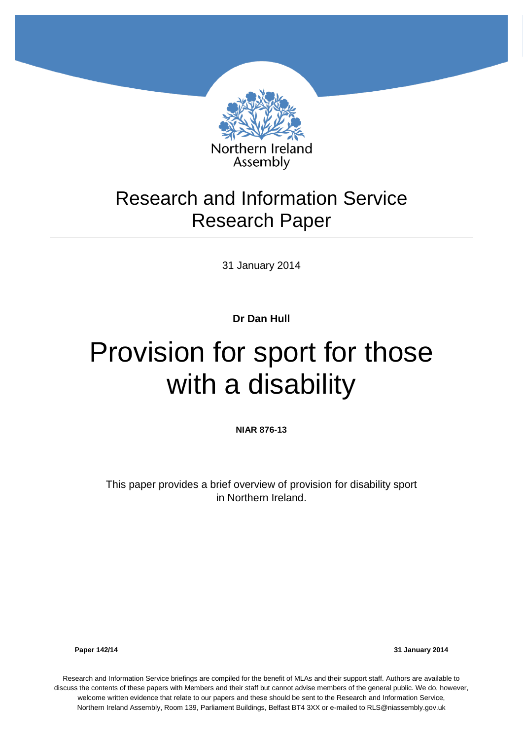Northern Ireland Assembly

# Research and Information Service Research Paper

31 January 2014

**Dr Dan Hull**

# Provision for sport for those with a disability

**NIAR 876-13**

This paper provides a brief overview of provision for disability sport in Northern Ireland.

**Paper 142/14** **31 January 2014**

Research and Information Service briefings are compiled for the benefit of MLAs and their support staff. Authors are available to discuss the contents of these papers with Members and their staff but cannot advise members of the general public. We do, however, welcome written evidence that relate to our papers and these should be sent to the Research and Information Service, Northern Ireland Assembly, Room 139, Parliament Buildings, Belfast BT4 3XX or e-mailed to RLS@niassembly.gov.uk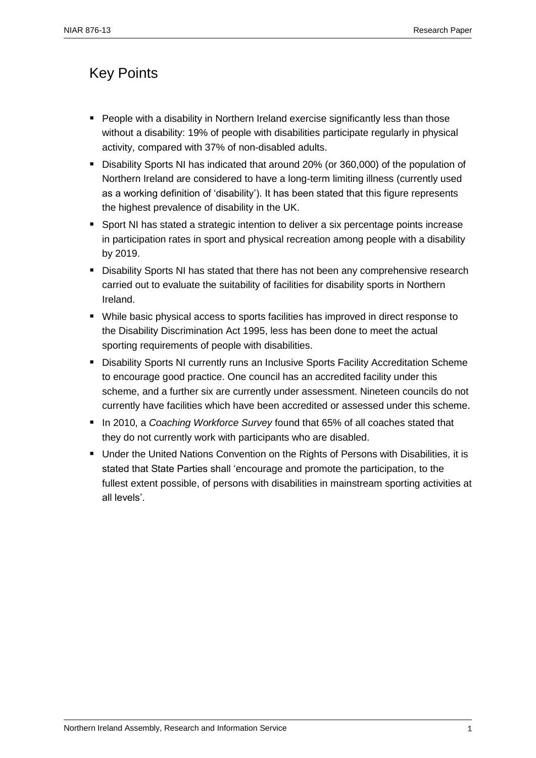## Key Points

- People with a disability in Northern Ireland exercise significantly less than those without a disability: 19% of people with disabilities participate regularly in physical activity, compared with 37% of non-disabled adults.
- Disability Sports NI has indicated that around 20% (or 360,000) of the population of Northern Ireland are considered to have a long-term limiting illness (currently used as a working definition of 'disability'). It has been stated that this figure represents the highest prevalence of disability in the UK.
- Sport NI has stated a strategic intention to deliver a six percentage points increase in participation rates in sport and physical recreation among people with a disability by 2019.
- Disability Sports NI has stated that there has not been any comprehensive research carried out to evaluate the suitability of facilities for disability sports in Northern Ireland.
- While basic physical access to sports facilities has improved in direct response to the Disability Discrimination Act 1995, less has been done to meet the actual sporting requirements of people with disabilities.
- Disability Sports NI currently runs an Inclusive Sports Facility Accreditation Scheme to encourage good practice. One council has an accredited facility under this scheme, and a further six are currently under assessment. Nineteen councils do not currently have facilities which have been accredited or assessed under this scheme.
- In 2010, a *Coaching Workforce Survey* found that 65% of all coaches stated that they do not currently work with participants who are disabled.
- Under the United Nations Convention on the Rights of Persons with Disabilities, it is stated that State Parties shall 'encourage and promote the participation, to the fullest extent possible, of persons with disabilities in mainstream sporting activities at all levels'.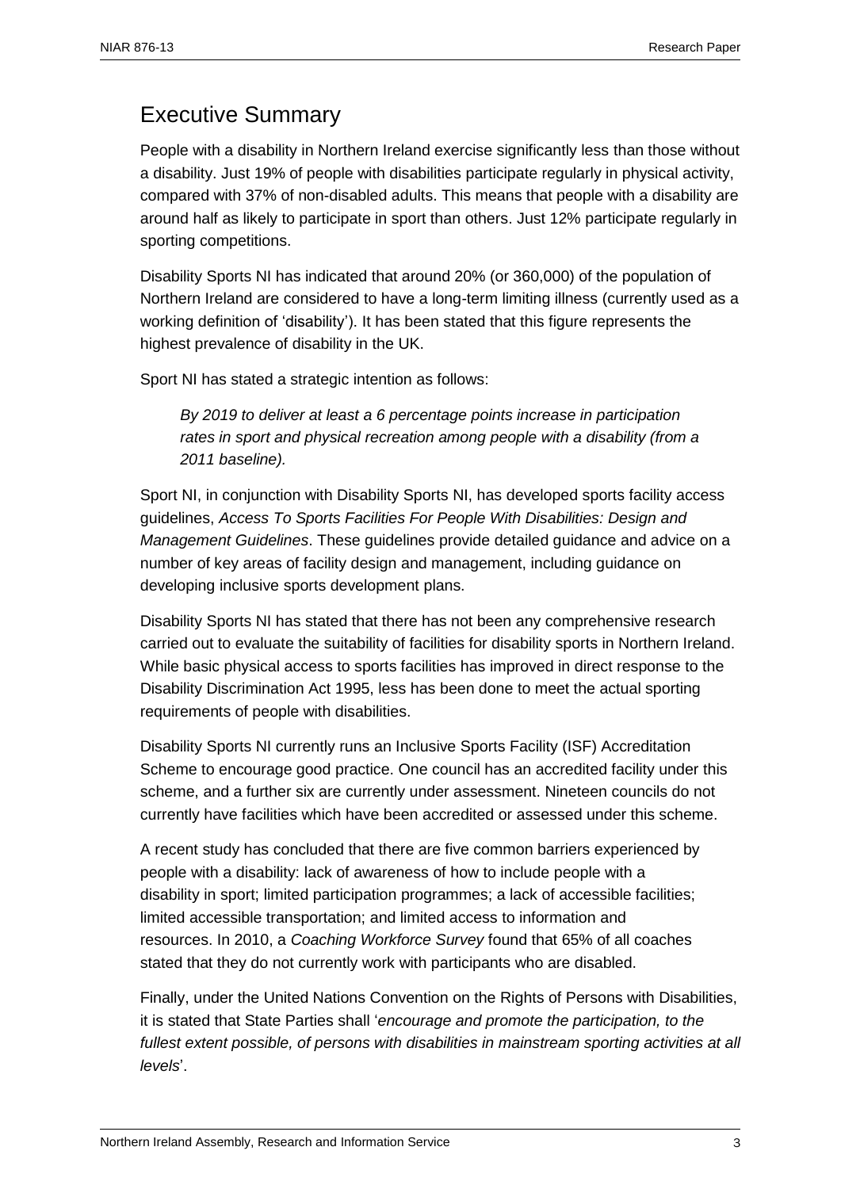## Executive Summary

People with a disability in Northern Ireland exercise significantly less than those without a disability. Just 19% of people with disabilities participate regularly in physical activity, compared with 37% of non-disabled adults. This means that people with a disability are around half as likely to participate in sport than others. Just 12% participate regularly in sporting competitions.

Disability Sports NI has indicated that around 20% (or 360,000) of the population of Northern Ireland are considered to have a long-term limiting illness (currently used as a working definition of 'disability'). It has been stated that this figure represents the highest prevalence of disability in the UK.

Sport NI has stated a strategic intention as follows:

> *By 2019 to deliver at least a 6 percentage points increase in participation rates in sport and physical recreation among people with a disability (from a 2011 baseline).*

Sport NI, in conjunction with Disability Sports NI, has developed sports facility access guidelines, *Access To Sports Facilities For People With Disabilities: Design and Management Guidelines*. These guidelines provide detailed guidance and advice on a number of key areas of facility design and management, including guidance on developing inclusive sports development plans.

Disability Sports NI has stated that there has not been any comprehensive research carried out to evaluate the suitability of facilities for disability sports in Northern Ireland. While basic physical access to sports facilities has improved in direct response to the Disability Discrimination Act 1995, less has been done to meet the actual sporting requirements of people with disabilities.

Disability Sports NI currently runs an Inclusive Sports Facility (ISF) Accreditation Scheme to encourage good practice. One council has an accredited facility under this scheme, and a further six are currently under assessment. Nineteen councils do not currently have facilities which have been accredited or assessed under this scheme.

A recent study has concluded that there are five common barriers experienced by people with a disability: lack of awareness of how to include people with a disability in sport; limited participation programmes; a lack of accessible facilities; limited accessible transportation; and limited access to information and resources. In 2010, a *Coaching Workforce Survey* found that 65% of all coaches stated that they do not currently work with participants who are disabled.

Finally, under the United Nations Convention on the Rights of Persons with Disabilities, it is stated that State Parties shall '*encourage and promote the participation, to the fullest extent possible, of persons with disabilities in mainstream sporting activities at all levels*'.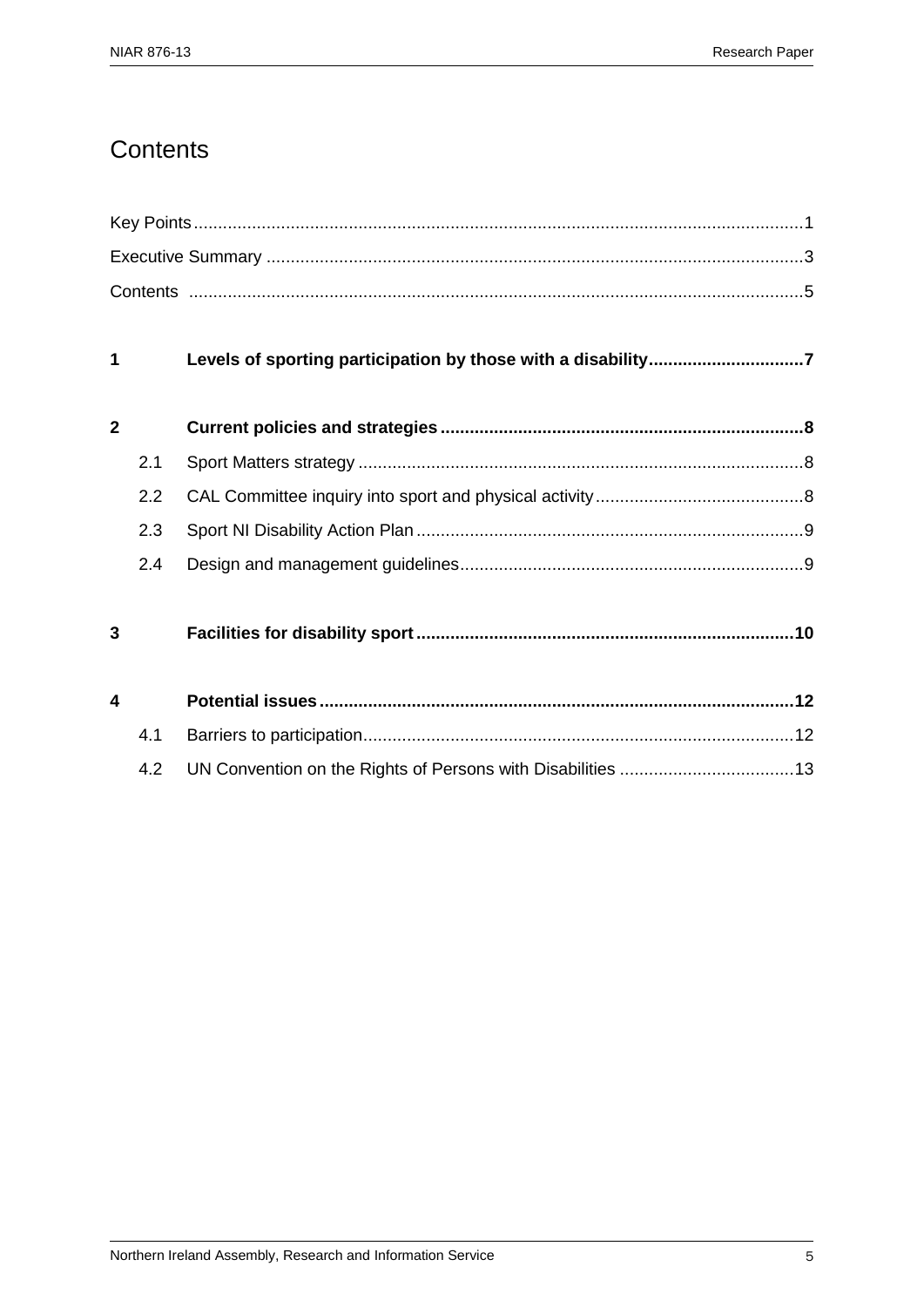# Contents

Key Points..........................................................................................................................1

Executive Summary ............................................................................................................3

Contents ..............................................................................................................................5

**1 Levels of sporting participation by those with a disability................................7**

**2 Current policies and strategies..........................................................................8**

2.1 Sport Matters strategy ...........................................................................................8

2.2 CAL Committee inquiry into sport and physical activity...........................................8

2.3 Sport NI Disability Action Plan ...............................................................................9

2.4 Design and management guidelines......................................................................9

**3 Facilities for disability sport.............................................................................10**

**4 Potential issues.................................................................................................12**

4.1 Barriers to participation.......................................................................................12

4.2 UN Convention on the Rights of Persons with Disabilities ...................................13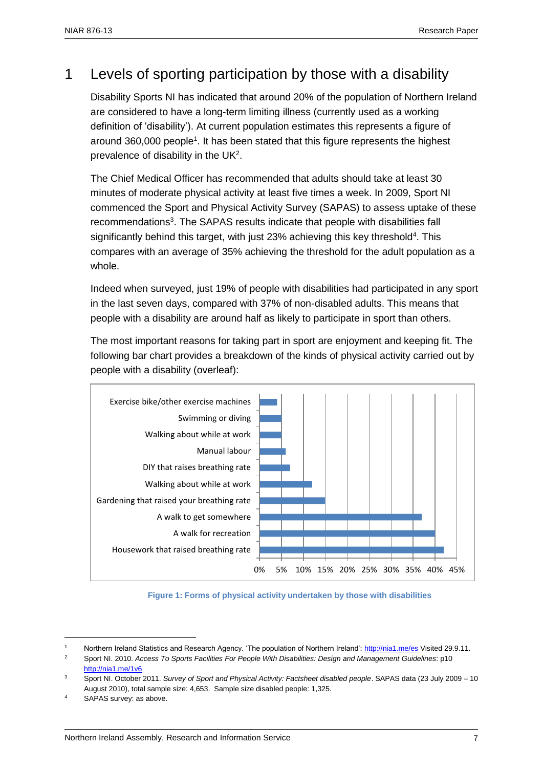# 1 Levels of sporting participation by those with a disability

Disability Sports NI has indicated that around 20% of the population of Northern Ireland are considered to have a long-term limiting illness (currently used as a working definition of 'disability'). At current population estimates this represents a figure of around 360,000 people[1]. It has been stated that this figure represents the highest prevalence of disability in the UK[2].

The Chief Medical Officer has recommended that adults should take at least 30 minutes of moderate physical activity at least five times a week. In 2009, Sport NI commenced the Sport and Physical Activity Survey (SAPAS) to assess uptake of these recommendations[3]. The SAPAS results indicate that people with disabilities fall significantly behind this target, with just 23% achieving this key threshold[4]. This compares with an average of 35% achieving the threshold for the adult population as a whole.

Indeed when surveyed, just 19% of people with disabilities had participated in any sport in the last seven days, compared with 37% of non-disabled adults. This means that people with a disability are around half as likely to participate in sport than others.

The most important reasons for taking part in sport are enjoyment and keeping fit. The following bar chart provides a breakdown of the kinds of physical activity carried out by people with a disability (overleaf):

**Figure 1: Forms of physical activity undertaken by those with disabilities**

---

[1] Northern Ireland Statistics and Research Agency. 'The population of Northern Ireland': http://nia1.me/es Visited 29.9.11.

[2] Sport NI. 2010. *Access To Sports Facilities For People With Disabilities: Design and Management Guidelines*: p10 http://nia1.me/1v6

[3] Sport NI. October 2011. *Survey of Sport and Physical Activity: Factsheet disabled people*. SAPAS data (23 July 2009 – 10 August 2010), total sample size: 4,653. Sample size disabled people: 1,325.

[4] SAPAS survey: as above.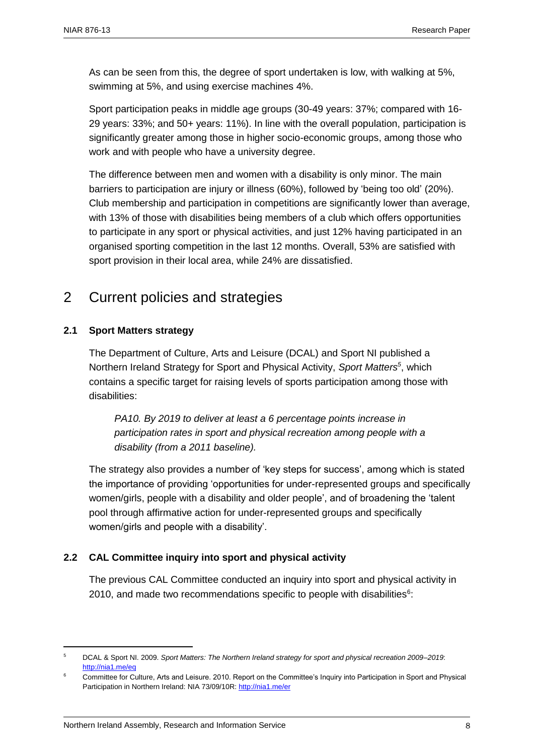As can be seen from this, the degree of sport undertaken is low, with walking at 5%, swimming at 5%, and using exercise machines 4%.

Sport participation peaks in middle age groups (30-49 years: 37%; compared with 16-29 years: 33%; and 50+ years: 11%). In line with the overall population, participation is significantly greater among those in higher socio-economic groups, among those who work and with people who have a university degree.

The difference between men and women with a disability is only minor. The main barriers to participation are injury or illness (60%), followed by 'being too old' (20%). Club membership and participation in competitions are significantly lower than average, with 13% of those with disabilities being members of a club which offers opportunities to participate in any sport or physical activities, and just 12% having participated in an organised sporting competition in the last 12 months. Overall, 53% are satisfied with sport provision in their local area, while 24% are dissatisfied.

# 2 Current policies and strategies

## 2.1 Sport Matters strategy

The Department of Culture, Arts and Leisure (DCAL) and Sport NI published a Northern Ireland Strategy for Sport and Physical Activity, *Sport Matters*[5], which contains a specific target for raising levels of sports participation among those with disabilities:

> *PA10. By 2019 to deliver at least a 6 percentage points increase in participation rates in sport and physical recreation among people with a disability (from a 2011 baseline).*

The strategy also provides a number of 'key steps for success', among which is stated the importance of providing 'opportunities for under-represented groups and specifically women/girls, people with a disability and older people', and of broadening the 'talent pool through affirmative action for under-represented groups and specifically women/girls and people with a disability'.

## 2.2 CAL Committee inquiry into sport and physical activity

The previous CAL Committee conducted an inquiry into sport and physical activity in 2010, and made two recommendations specific to people with disabilities[6]:

---

[5] DCAL & Sport NI. 2009. *Sport Matters: The Northern Ireland strategy for sport and physical recreation 2009–2019*: http://nia1.me/eq

[6] Committee for Culture, Arts and Leisure. 2010. Report on the Committee's Inquiry into Participation in Sport and Physical Participation in Northern Ireland: NIA 73/09/10R: http://nia1.me/er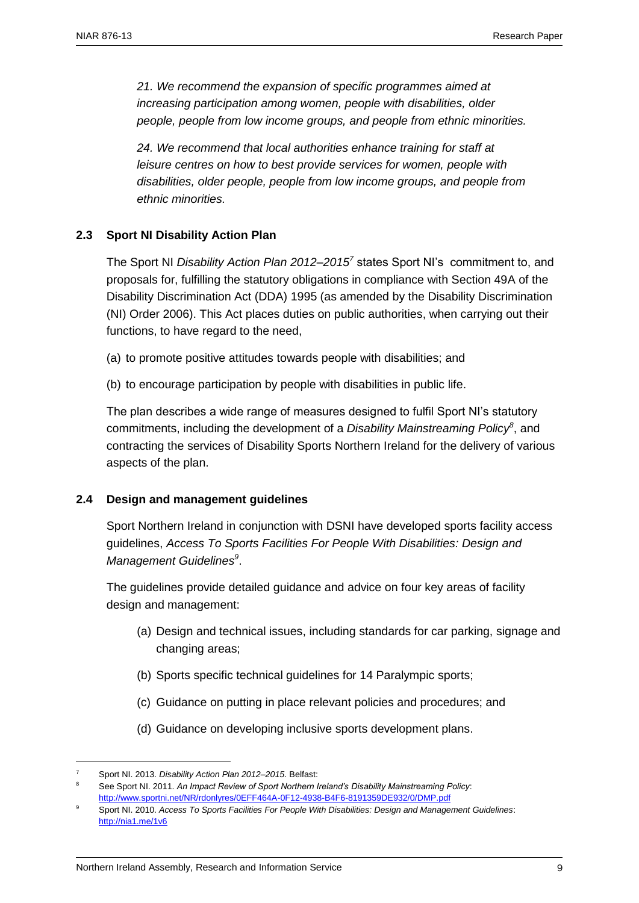*21. We recommend the expansion of specific programmes aimed at increasing participation among women, people with disabilities, older people, people from low income groups, and people from ethnic minorities.*

*24. We recommend that local authorities enhance training for staff at leisure centres on how to best provide services for women, people with disabilities, older people, people from low income groups, and people from ethnic minorities.*

### 2.3 Sport NI Disability Action Plan

The Sport NI *Disability Action Plan 2012–2015*[7] states Sport NI's commitment to, and proposals for, fulfilling the statutory obligations in compliance with Section 49A of the Disability Discrimination Act (DDA) 1995 (as amended by the Disability Discrimination (NI) Order 2006). This Act places duties on public authorities, when carrying out their functions, to have regard to the need,

(a) to promote positive attitudes towards people with disabilities; and

(b) to encourage participation by people with disabilities in public life.

The plan describes a wide range of measures designed to fulfil Sport NI's statutory commitments, including the development of a *Disability Mainstreaming Policy*[8], and contracting the services of Disability Sports Northern Ireland for the delivery of various aspects of the plan.

### 2.4 Design and management guidelines

Sport Northern Ireland in conjunction with DSNI have developed sports facility access guidelines, *Access To Sports Facilities For People With Disabilities: Design and Management Guidelines*[9].

The guidelines provide detailed guidance and advice on four key areas of facility design and management:

(a) Design and technical issues, including standards for car parking, signage and changing areas;

(b) Sports specific technical guidelines for 14 Paralympic sports;

(c) Guidance on putting in place relevant policies and procedures; and

(d) Guidance on developing inclusive sports development plans.

---

[7] Sport NI. 2013. *Disability Action Plan 2012–2015*. Belfast:

[8] See Sport NI. 2011. *An Impact Review of Sport Northern Ireland's Disability Mainstreaming Policy*: http://www.sportni.net/NR/rdonlyres/0EFF464A-0F12-4938-B4F6-8191359DE932/0/DMP.pdf

[9] Sport NI. 2010. *Access To Sports Facilities For People With Disabilities: Design and Management Guidelines*: http://nia1.me/1v6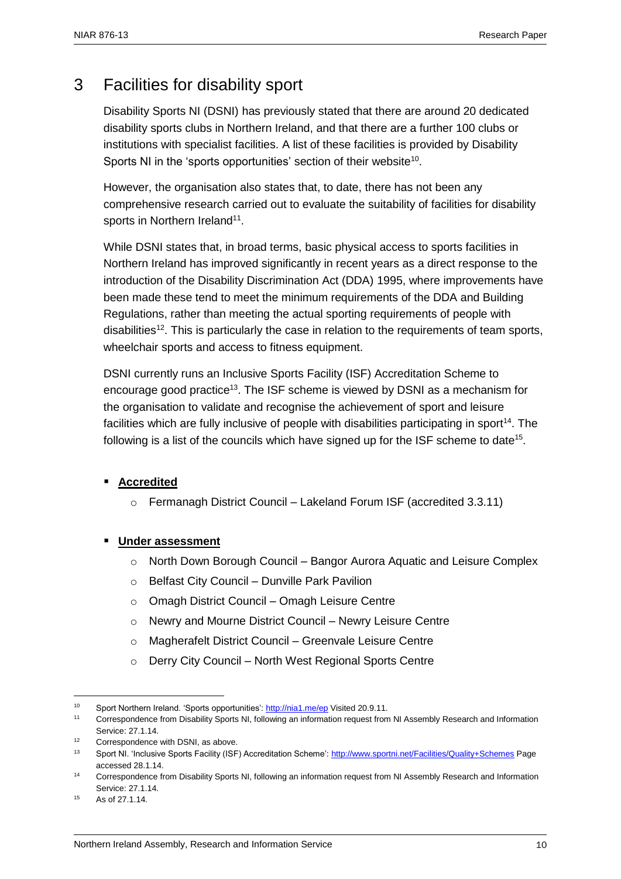# 3 Facilities for disability sport

Disability Sports NI (DSNI) has previously stated that there are around 20 dedicated disability sports clubs in Northern Ireland, and that there are a further 100 clubs or institutions with specialist facilities. A list of these facilities is provided by Disability Sports NI in the 'sports opportunities' section of their website[10].

However, the organisation also states that, to date, there has not been any comprehensive research carried out to evaluate the suitability of facilities for disability sports in Northern Ireland[11].

While DSNI states that, in broad terms, basic physical access to sports facilities in Northern Ireland has improved significantly in recent years as a direct response to the introduction of the Disability Discrimination Act (DDA) 1995, where improvements have been made these tend to meet the minimum requirements of the DDA and Building Regulations, rather than meeting the actual sporting requirements of people with disabilities[12]. This is particularly the case in relation to the requirements of team sports, wheelchair sports and access to fitness equipment.

DSNI currently runs an Inclusive Sports Facility (ISF) Accreditation Scheme to encourage good practice[13]. The ISF scheme is viewed by DSNI as a mechanism for the organisation to validate and recognise the achievement of sport and leisure facilities which are fully inclusive of people with disabilities participating in sport[14]. The following is a list of the councils which have signed up for the ISF scheme to date[15].

- **Accredited**
  - Fermanagh District Council – Lakeland Forum ISF (accredited 3.3.11)

- **Under assessment**
  - North Down Borough Council – Bangor Aurora Aquatic and Leisure Complex
  - Belfast City Council – Dunville Park Pavilion
  - Omagh District Council – Omagh Leisure Centre
  - Newry and Mourne District Council – Newry Leisure Centre
  - Magherafelt District Council – Greenvale Leisure Centre
  - Derry City Council – North West Regional Sports Centre

---

[10] Sport Northern Ireland. 'Sports opportunities': http://nia1.me/ep Visited 20.9.11.

[11] Correspondence from Disability Sports NI, following an information request from NI Assembly Research and Information Service: 27.1.14.

[12] Correspondence with DSNI, as above.

[13] Sport NI. 'Inclusive Sports Facility (ISF) Accreditation Scheme': http://www.sportni.net/Facilities/Quality+Schemes Page accessed 28.1.14.

[14] Correspondence from Disability Sports NI, following an information request from NI Assembly Research and Information Service: 27.1.14.

[15] As of 27.1.14.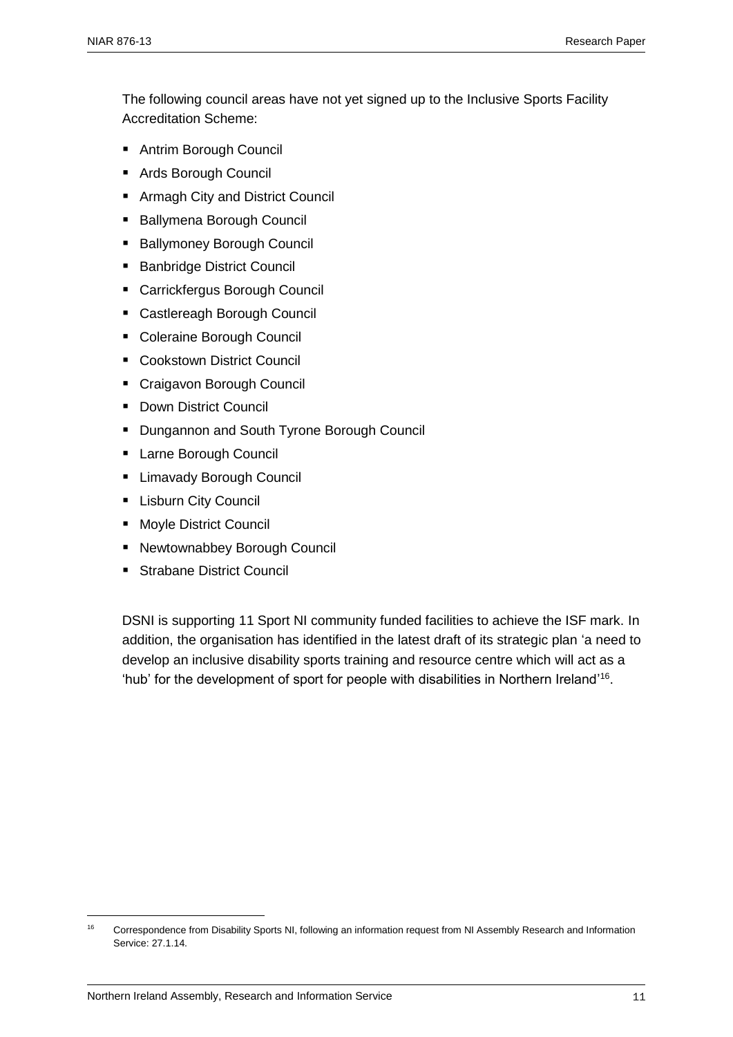The following council areas have not yet signed up to the Inclusive Sports Facility Accreditation Scheme:

- Antrim Borough Council
- Ards Borough Council
- Armagh City and District Council
- Ballymena Borough Council
- Ballymoney Borough Council
- Banbridge District Council
- Carrickfergus Borough Council
- Castlereagh Borough Council
- Coleraine Borough Council
- Cookstown District Council
- Craigavon Borough Council
- Down District Council
- Dungannon and South Tyrone Borough Council
- Larne Borough Council
- Limavady Borough Council
- Lisburn City Council
- Moyle District Council
- Newtownabbey Borough Council
- Strabane District Council

DSNI is supporting 11 Sport NI community funded facilities to achieve the ISF mark. In addition, the organisation has identified in the latest draft of its strategic plan 'a need to develop an inclusive disability sports training and resource centre which will act as a 'hub' for the development of sport for people with disabilities in Northern Ireland'[16].

[16] Correspondence from Disability Sports NI, following an information request from NI Assembly Research and Information Service: 27.1.14.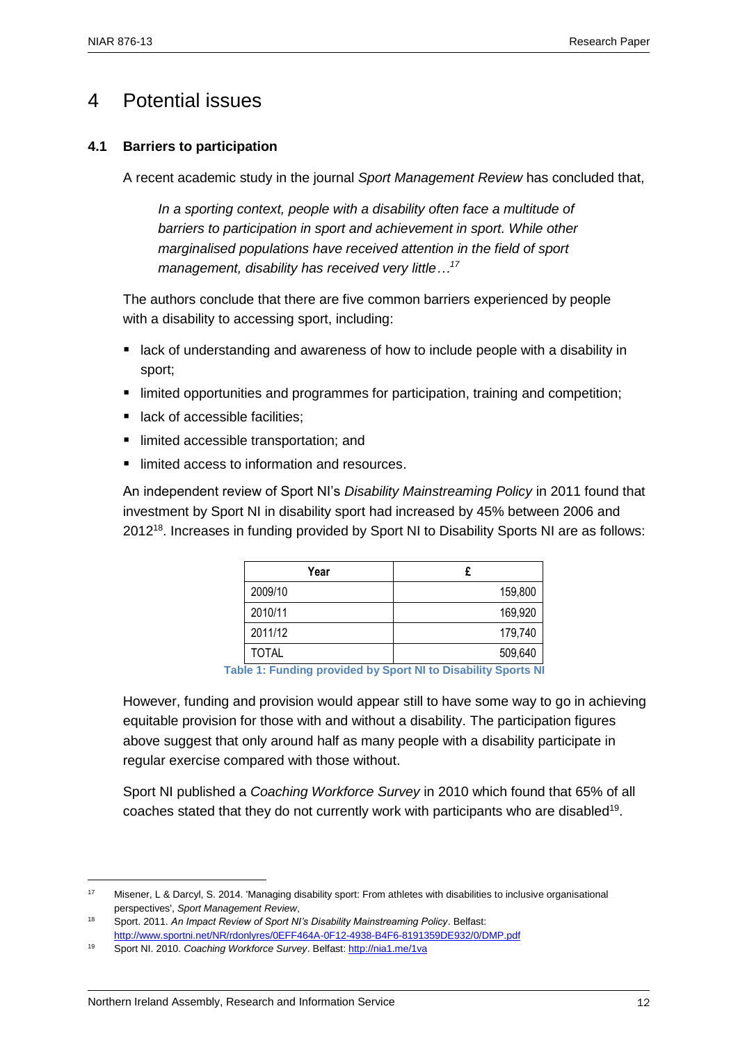# 4 Potential issues

## 4.1 Barriers to participation

A recent academic study in the journal *Sport Management Review* has concluded that,

> *In a sporting context, people with a disability often face a multitude of barriers to participation in sport and achievement in sport. While other marginalised populations have received attention in the field of sport management, disability has received very little…*[17]

The authors conclude that there are five common barriers experienced by people with a disability to accessing sport, including:

- lack of understanding and awareness of how to include people with a disability in sport;
- limited opportunities and programmes for participation, training and competition;
- lack of accessible facilities;
- limited accessible transportation; and
- limited access to information and resources.

An independent review of Sport NI's *Disability Mainstreaming Policy* in 2011 found that investment by Sport NI in disability sport had increased by 45% between 2006 and 2012[18]. Increases in funding provided by Sport NI to Disability Sports NI are as follows:

| Year | £ |
|---|---|
| 2009/10 | 159,800 |
| 2010/11 | 169,920 |
| 2011/12 | 179,740 |
| TOTAL | 509,640 |

**Table 1: Funding provided by Sport NI to Disability Sports NI**

However, funding and provision would appear still to have some way to go in achieving equitable provision for those with and without a disability. The participation figures above suggest that only around half as many people with a disability participate in regular exercise compared with those without.

Sport NI published a *Coaching Workforce Survey* in 2010 which found that 65% of all coaches stated that they do not currently work with participants who are disabled[19].

---

[17] Misener, L & Darcyl, S. 2014. 'Managing disability sport: From athletes with disabilities to inclusive organisational perspectives', *Sport Management Review*,

[18] Sport. 2011. *An Impact Review of Sport NI's Disability Mainstreaming Policy*. Belfast: http://www.sportni.net/NR/rdonlyres/0EFF464A-0F12-4938-B4F6-8191359DE932/0/DMP.pdf

[19] Sport NI. 2010. *Coaching Workforce Survey*. Belfast: http://nia1.me/1va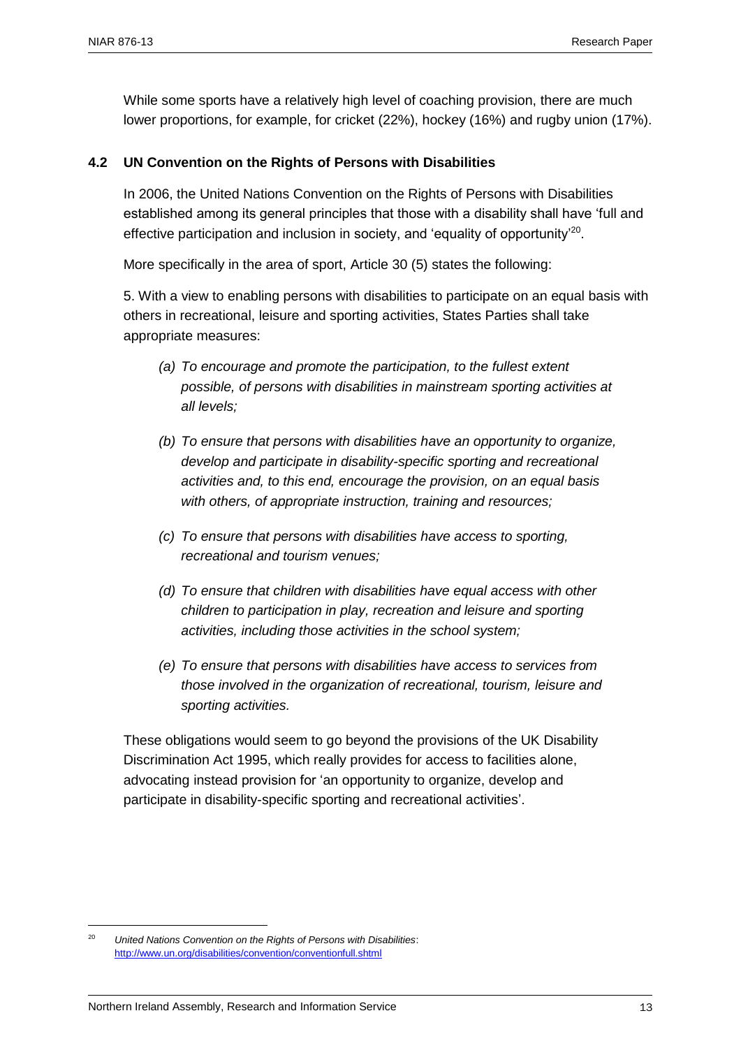While some sports have a relatively high level of coaching provision, there are much lower proportions, for example, for cricket (22%), hockey (16%) and rugby union (17%).

### 4.2 UN Convention on the Rights of Persons with Disabilities

In 2006, the United Nations Convention on the Rights of Persons with Disabilities established among its general principles that those with a disability shall have 'full and effective participation and inclusion in society, and 'equality of opportunity'[20].

More specifically in the area of sport, Article 30 (5) states the following:

5. With a view to enabling persons with disabilities to participate on an equal basis with others in recreational, leisure and sporting activities, States Parties shall take appropriate measures:

*(a) To encourage and promote the participation, to the fullest extent possible, of persons with disabilities in mainstream sporting activities at all levels;*

*(b) To ensure that persons with disabilities have an opportunity to organize, develop and participate in disability-specific sporting and recreational activities and, to this end, encourage the provision, on an equal basis with others, of appropriate instruction, training and resources;*

*(c) To ensure that persons with disabilities have access to sporting, recreational and tourism venues;*

*(d) To ensure that children with disabilities have equal access with other children to participation in play, recreation and leisure and sporting activities, including those activities in the school system;*

*(e) To ensure that persons with disabilities have access to services from those involved in the organization of recreational, tourism, leisure and sporting activities.*

These obligations would seem to go beyond the provisions of the UK Disability Discrimination Act 1995, which really provides for access to facilities alone, advocating instead provision for 'an opportunity to organize, develop and participate in disability-specific sporting and recreational activities'.

---

[20] *United Nations Convention on the Rights of Persons with Disabilities*: http://www.un.org/disabilities/convention/conventionfull.shtml